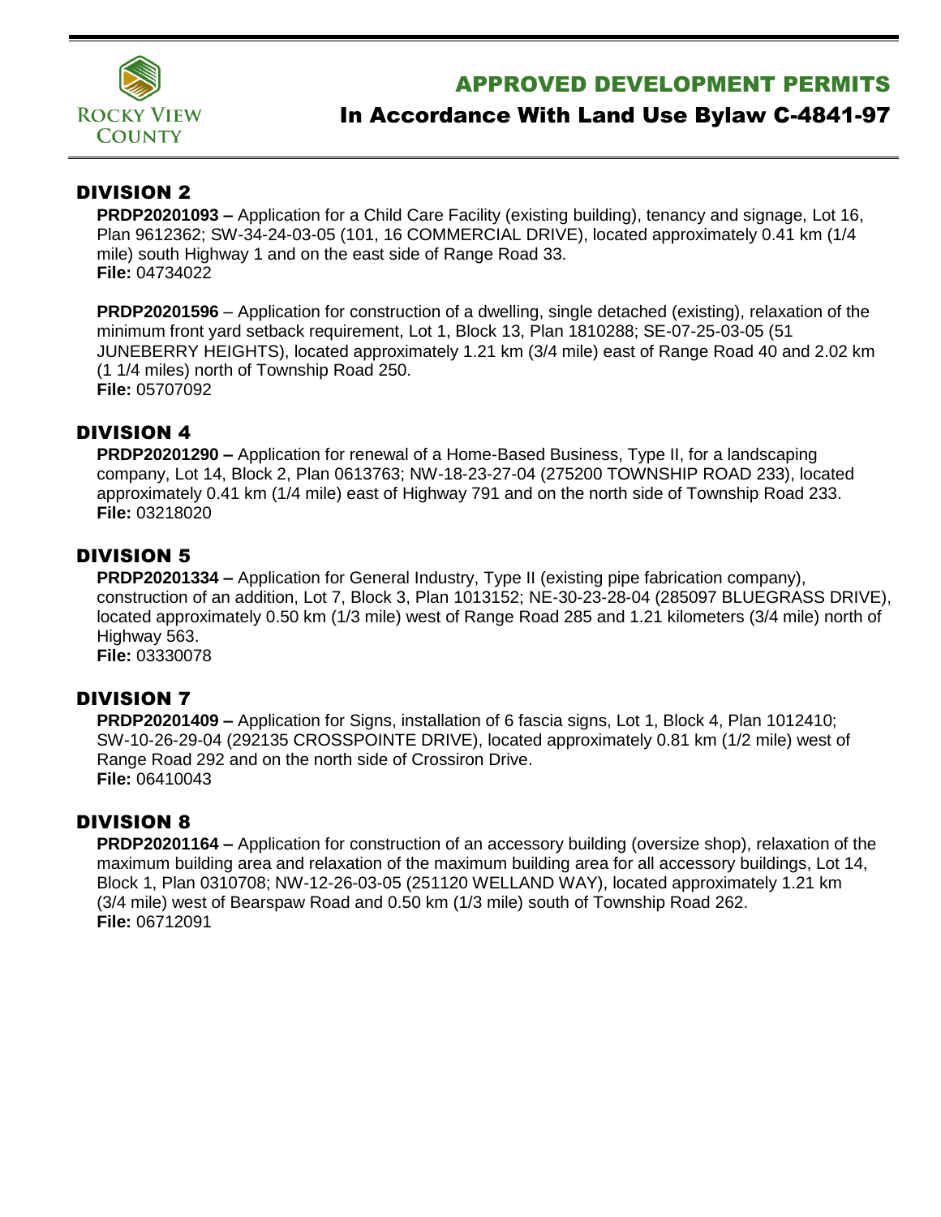Rocky View County

# APPROVED DEVELOPMENT PERMITS

## In Accordance With Land Use Bylaw C-4841-97

## DIVISION 2

**PRDP20201093 –** Application for a Child Care Facility (existing building), tenancy and signage, Lot 16, Plan 9612362; SW-34-24-03-05 (101, 16 COMMERCIAL DRIVE), located approximately 0.41 km (1/4 mile) south Highway 1 and on the east side of Range Road 33.
**File:** 04734022

**PRDP20201596** – Application for construction of a dwelling, single detached (existing), relaxation of the minimum front yard setback requirement, Lot 1, Block 13, Plan 1810288; SE-07-25-03-05 (51 JUNEBERRY HEIGHTS), located approximately 1.21 km (3/4 mile) east of Range Road 40 and 2.02 km (1 1/4 miles) north of Township Road 250.
**File:** 05707092

## DIVISION 4

**PRDP20201290 –** Application for renewal of a Home-Based Business, Type II, for a landscaping company, Lot 14, Block 2, Plan 0613763; NW-18-23-27-04 (275200 TOWNSHIP ROAD 233), located approximately 0.41 km (1/4 mile) east of Highway 791 and on the north side of Township Road 233.
**File:** 03218020

## DIVISION 5

**PRDP20201334 –** Application for General Industry, Type II (existing pipe fabrication company), construction of an addition, Lot 7, Block 3, Plan 1013152; NE-30-23-28-04 (285097 BLUEGRASS DRIVE), located approximately 0.50 km (1/3 mile) west of Range Road 285 and 1.21 kilometers (3/4 mile) north of Highway 563.
**File:** 03330078

## DIVISION 7

**PRDP20201409 –** Application for Signs, installation of 6 fascia signs, Lot 1, Block 4, Plan 1012410; SW-10-26-29-04 (292135 CROSSPOINTE DRIVE), located approximately 0.81 km (1/2 mile) west of Range Road 292 and on the north side of Crossiron Drive.
**File:** 06410043

## DIVISION 8

**PRDP20201164 –** Application for construction of an accessory building (oversize shop), relaxation of the maximum building area and relaxation of the maximum building area for all accessory buildings, Lot 14, Block 1, Plan 0310708; NW-12-26-03-05 (251120 WELLAND WAY), located approximately 1.21 km (3/4 mile) west of Bearspaw Road and 0.50 km (1/3 mile) south of Township Road 262.
**File:** 06712091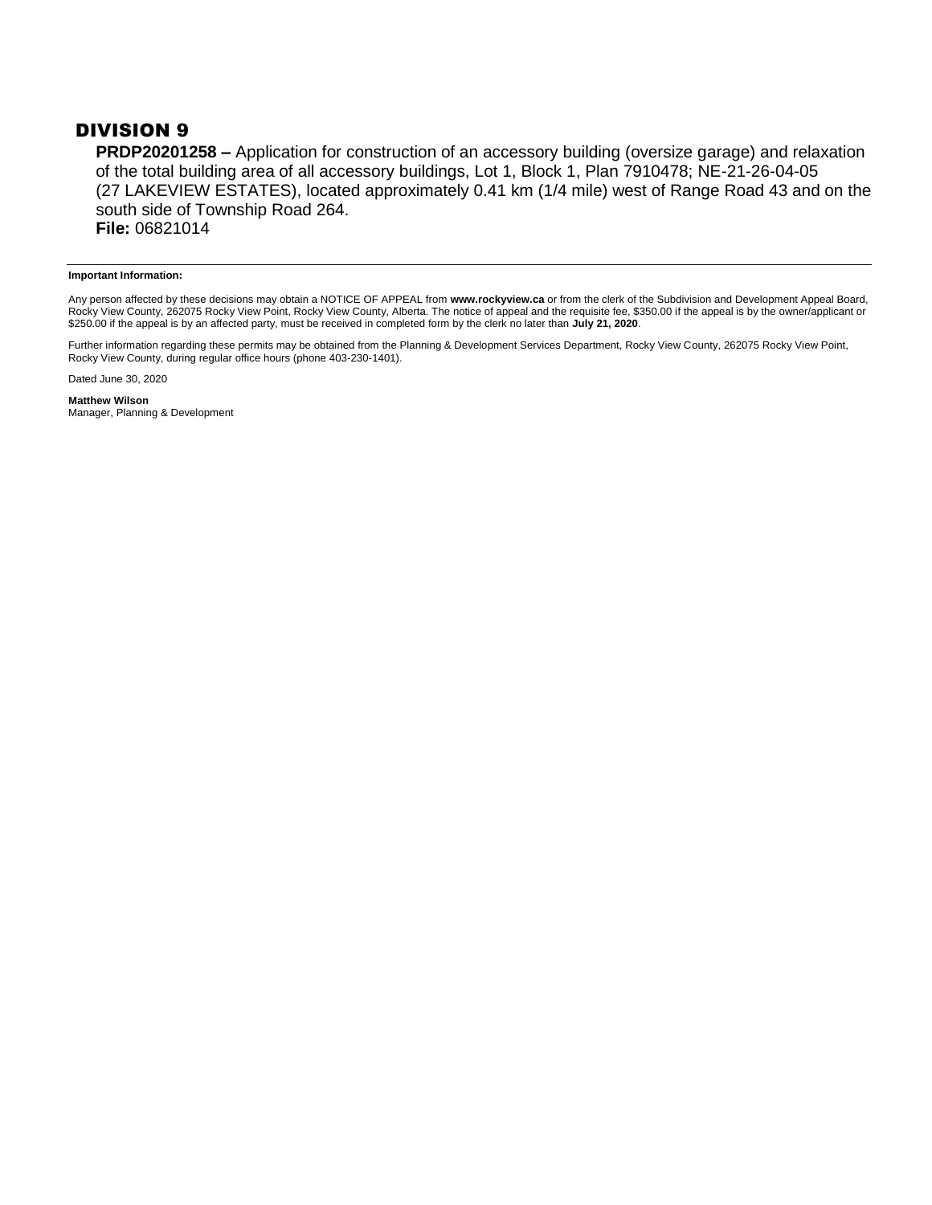## DIVISION 9

**PRDP20201258 –** Application for construction of an accessory building (oversize garage) and relaxation of the total building area of all accessory buildings, Lot 1, Block 1, Plan 7910478; NE-21-26-04-05 (27 LAKEVIEW ESTATES), located approximately 0.41 km (1/4 mile) west of Range Road 43 and on the south side of Township Road 264.
**File:** 06821014

---

**Important Information:**

Any person affected by these decisions may obtain a NOTICE OF APPEAL from **www.rockyview.ca** or from the clerk of the Subdivision and Development Appeal Board, Rocky View County, 262075 Rocky View Point, Rocky View County, Alberta. The notice of appeal and the requisite fee, $350.00 if the appeal is by the owner/applicant or $250.00 if the appeal is by an affected party, must be received in completed form by the clerk no later than **July 21, 2020**.

Further information regarding these permits may be obtained from the Planning & Development Services Department, Rocky View County, 262075 Rocky View Point, Rocky View County, during regular office hours (phone 403-230-1401).

Dated June 30, 2020

**Matthew Wilson**
Manager, Planning & Development